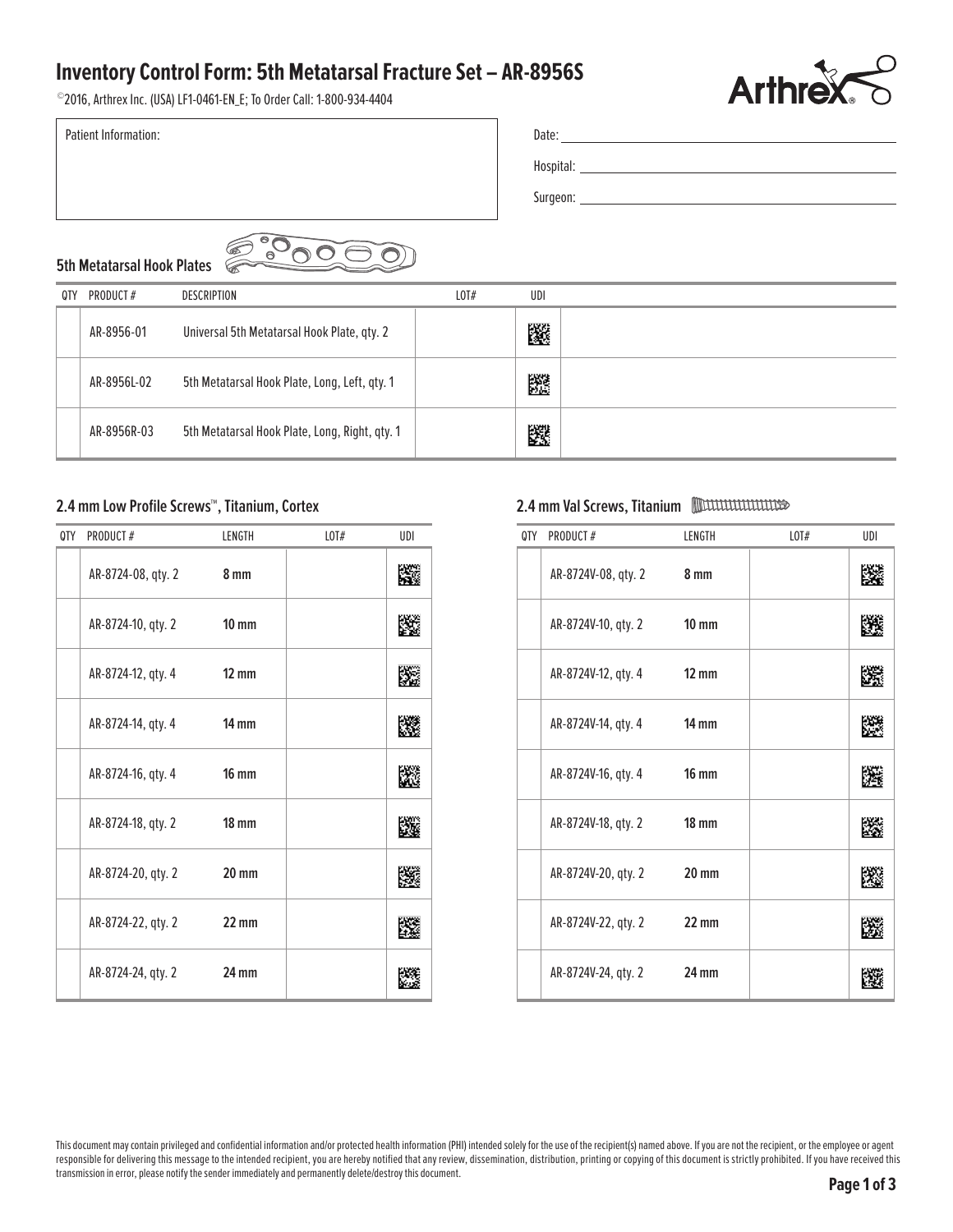# Inventory Control Form: 5th Metatarsal Fracture Set – AR-8956S

©2016, Arthrex Inc. (USA) LF1-0461-EN_E; To Order Call: 1-800-934-4404

Patient Information:

Date: 

Hospital: 

Surgeon: 

## 5th Metatarsal Hook Plates

| QTY | PRODUCT # | DESCRIPTION | LOT# | UDI |
|---|---|---|---|---|
| | AR-8956-01 | Universal 5th Metatarsal Hook Plate, qty. 2 | | |
| | AR-8956L-02 | 5th Metatarsal Hook Plate, Long, Left, qty. 1 | | |
| | AR-8956R-03 | 5th Metatarsal Hook Plate, Long, Right, qty. 1 | | |

## 2.4 mm Low Profile Screws™, Titanium, Cortex

| QTY | PRODUCT # | LENGTH | LOT# | UDI |
|---|---|---|---|---|
| | AR-8724-08, qty. 2 | **8 mm** | | |
| | AR-8724-10, qty. 2 | **10 mm** | | |
| | AR-8724-12, qty. 4 | **12 mm** | | |
| | AR-8724-14, qty. 4 | **14 mm** | | |
| | AR-8724-16, qty. 4 | **16 mm** | | |
| | AR-8724-18, qty. 2 | **18 mm** | | |
| | AR-8724-20, qty. 2 | **20 mm** | | |
| | AR-8724-22, qty. 2 | **22 mm** | | |
| | AR-8724-24, qty. 2 | **24 mm** | | |

## 2.4 mm Val Screws, Titanium

| QTY | PRODUCT # | LENGTH | LOT# | UDI |
|---|---|---|---|---|
| | AR-8724V-08, qty. 2 | **8 mm** | | |
| | AR-8724V-10, qty. 2 | **10 mm** | | |
| | AR-8724V-12, qty. 4 | **12 mm** | | |
| | AR-8724V-14, qty. 4 | **14 mm** | | |
| | AR-8724V-16, qty. 4 | **16 mm** | | |
| | AR-8724V-18, qty. 2 | **18 mm** | | |
| | AR-8724V-20, qty. 2 | **20 mm** | | |
| | AR-8724V-22, qty. 2 | **22 mm** | | |
| | AR-8724V-24, qty. 2 | **24 mm** | | |

This document may contain privileged and confidential information and/or protected health information (PHI) intended solely for the use of the recipient(s) named above. If you are not the recipient, or the employee or agent responsible for delivering this message to the intended recipient, you are hereby notified that any review, dissemination, distribution, printing or copying of this document is strictly prohibited. If you have received this transmission in error, please notify the sender immediately and permanently delete/destroy this document.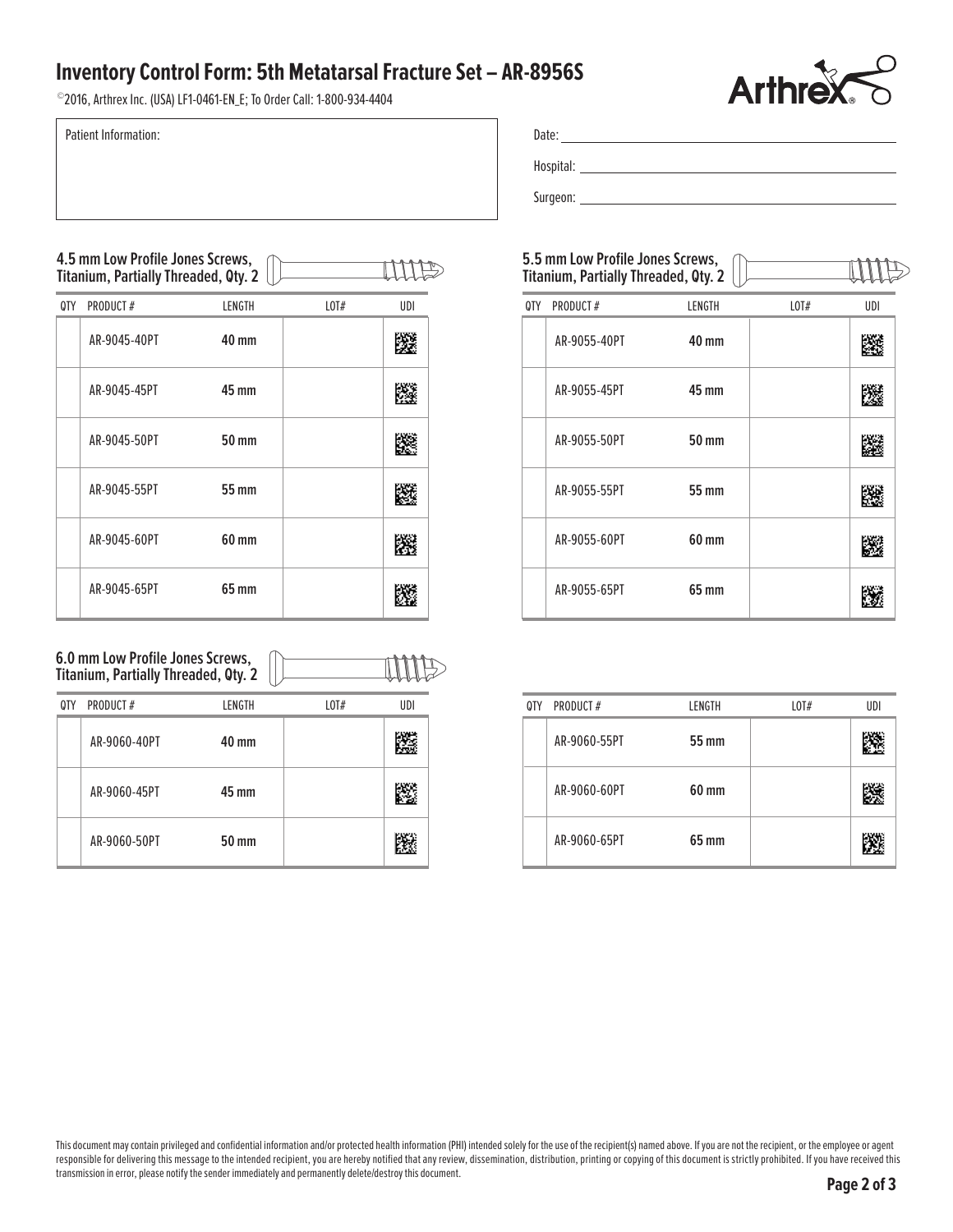# Inventory Control Form: 5th Metatarsal Fracture Set – AR-8956S

©2016, Arthrex Inc. (USA) LF1-0461-EN_E; To Order Call: 1-800-934-4404

Patient Information:

Date: 

Hospital: 

Surgeon: 

### 4.5 mm Low Profile Jones Screws, Titanium, Partially Threaded, Qty. 2

| QTY | PRODUCT # | LENGTH | LOT# | UDI |
|---|---|---|---|---|
| | AR-9045-40PT | **40 mm** | | |
| | AR-9045-45PT | **45 mm** | | |
| | AR-9045-50PT | **50 mm** | | |
| | AR-9045-55PT | **55 mm** | | |
| | AR-9045-60PT | **60 mm** | | |
| | AR-9045-65PT | **65 mm** | | |

### 5.5 mm Low Profile Jones Screws, Titanium, Partially Threaded, Qty. 2

| QTY | PRODUCT # | LENGTH | LOT# | UDI |
|---|---|---|---|---|
| | AR-9055-40PT | **40 mm** | | |
| | AR-9055-45PT | **45 mm** | | |
| | AR-9055-50PT | **50 mm** | | |
| | AR-9055-55PT | **55 mm** | | |
| | AR-9055-60PT | **60 mm** | | |
| | AR-9055-65PT | **65 mm** | | |

### 6.0 mm Low Profile Jones Screws, Titanium, Partially Threaded, Qty. 2

| QTY | PRODUCT # | LENGTH | LOT# | UDI |
|---|---|---|---|---|
| | AR-9060-40PT | **40 mm** | | |
| | AR-9060-45PT | **45 mm** | | |
| | AR-9060-50PT | **50 mm** | | |
| | AR-9060-55PT | **55 mm** | | |
| | AR-9060-60PT | **60 mm** | | |
| | AR-9060-65PT | **65 mm** | | |

This document may contain privileged and confidential information and/or protected health information (PHI) intended solely for the use of the recipient(s) named above. If you are not the recipient, or the employee or agent responsible for delivering this message to the intended recipient, you are hereby notified that any review, dissemination, distribution, printing or copying of this document is strictly prohibited. If you have received this transmission in error, please notify the sender immediately and permanently delete/destroy this document.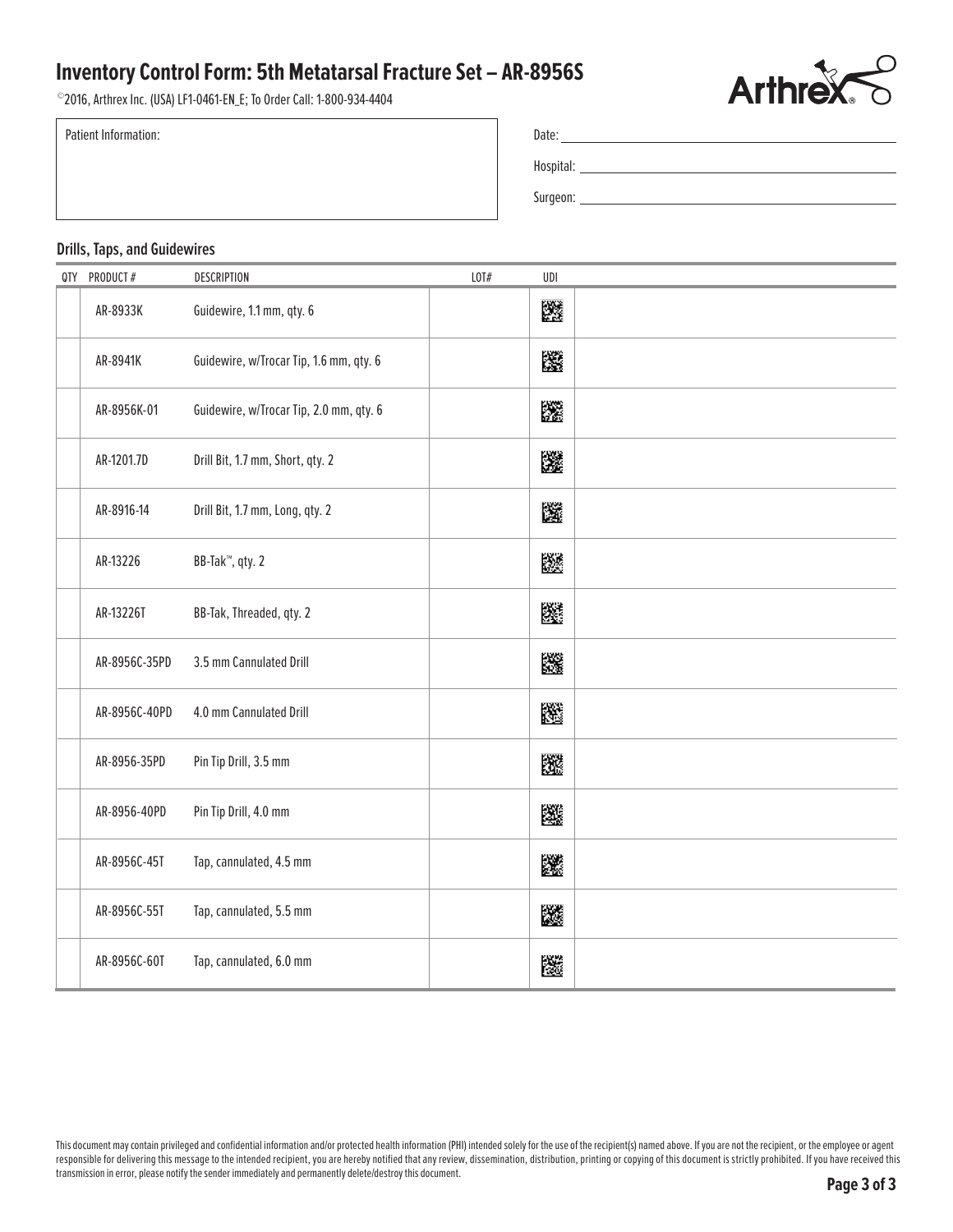# Inventory Control Form: 5th Metatarsal Fracture Set – AR-8956S

©2016, Arthrex Inc. (USA) LF1-0461-EN_E; To Order Call: 1-800-934-4404

Patient Information:

Date: 

Hospital: 

Surgeon: 

## Drills, Taps, and Guidewires

| QTY | PRODUCT # | DESCRIPTION | LOT# | UDI | |
|---|---|---|---|---|---|
| | AR-8933K | Guidewire, 1.1 mm, qty. 6 | | | |
| | AR-8941K | Guidewire, w/Trocar Tip, 1.6 mm, qty. 6 | | | |
| | AR-8956K-01 | Guidewire, w/Trocar Tip, 2.0 mm, qty. 6 | | | |
| | AR-1201.7D | Drill Bit, 1.7 mm, Short, qty. 2 | | | |
| | AR-8916-14 | Drill Bit, 1.7 mm, Long, qty. 2 | | | |
| | AR-13226 | BB-Tak™, qty. 2 | | | |
| | AR-13226T | BB-Tak, Threaded, qty. 2 | | | |
| | AR-8956C-35PD | 3.5 mm Cannulated Drill | | | |
| | AR-8956C-40PD | 4.0 mm Cannulated Drill | | | |
| | AR-8956-35PD | Pin Tip Drill, 3.5 mm | | | |
| | AR-8956-40PD | Pin Tip Drill, 4.0 mm | | | |
| | AR-8956C-45T | Tap, cannulated, 4.5 mm | | | |
| | AR-8956C-55T | Tap, cannulated, 5.5 mm | | | |
| | AR-8956C-60T | Tap, cannulated, 6.0 mm | | | |

This document may contain privileged and confidential information and/or protected health information (PHI) intended solely for the use of the recipient(s) named above. If you are not the recipient, or the employee or agent responsible for delivering this message to the intended recipient, you are hereby notified that any review, dissemination, distribution, printing or copying of this document is strictly prohibited. If you have received this transmission in error, please notify the sender immediately and permanently delete/destroy this document.